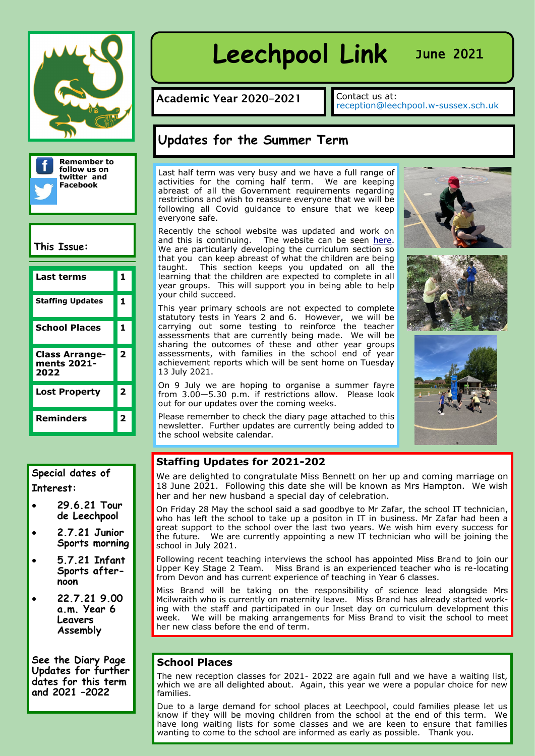# Leechpool Link

June 2021

**Academic Year 2020-2021**

Contact us at: reception@leechpool.w-sussex.sch.uk

**Remember to follow us on twitter and Facebook**

**This Issue:**

| | |
|---|---|
| Last terms | 1 |
| Staffing Updates | 1 |
| School Places | 1 |
| Class Arrange-ments 2021-2022 | 2 |
| Lost Property | 2 |
| Reminders | 2 |

**Special dates of Interest:**

- 29.6.21 Tour de Leechpool
- 2.7.21 Junior Sports morning
- 5.7.21 Infant Sports after-noon
- 22.7.21 9.00 a.m. Year 6 Leavers Assembly

See the Diary Page Updates for further dates for this term and 2021 –2022

## Updates for the Summer Term

Last half term was very busy and we have a full range of activities for the coming half term. We are keeping abreast of all the Government requirements regarding restrictions and wish to reassure everyone that we will be following all Covid guidance to ensure that we keep everyone safe.

Recently the school website was updated and work on and this is continuing. The website can be seen here. We are particularly developing the curriculum section so that you can keep abreast of what the children are being taught. This section keeps you updated on all the learning that the children are expected to complete in all year groups. This will support you in being able to help your child succeed.

This year primary schools are not expected to complete statutory tests in Years 2 and 6. However, we will be carrying out some testing to reinforce the teacher assessments that are currently being made. We will be sharing the outcomes of these and other year groups assessments, with families in the school end of year achievement reports which will be sent home on Tuesday 13 July 2021.

On 9 July we are hoping to organise a summer fayre from 3.00—5.30 p.m. if restrictions allow. Please look out for our updates over the coming weeks.

Please remember to check the diary page attached to this newsletter. Further updates are currently being added to the school website calendar.

## Staffing Updates for 2021-202

We are delighted to congratulate Miss Bennett on her up and coming marriage on 18 June 2021. Following this date she will be known as Mrs Hampton. We wish her and her new husband a special day of celebration.

On Friday 28 May the school said a sad goodbye to Mr Zafar, the school IT technician, who has left the school to take up a positon in IT in business. Mr Zafar had been a great support to the school over the last two years. We wish him every success for the future. We are currently appointing a new IT technician who will be joining the school in July 2021.

Following recent teaching interviews the school has appointed Miss Brand to join our Upper Key Stage 2 Team. Miss Brand is an experienced teacher who is re-locating from Devon and has current experience of teaching in Year 6 classes.

Miss Brand will be taking on the responsibility of science lead alongside Mrs Mcilwraith who is currently on maternity leave. Miss Brand has already started work-ing with the staff and participated in our Inset day on curriculum development this week. We will be making arrangements for Miss Brand to visit the school to meet her new class before the end of term.

## School Places

The new reception classes for 2021- 2022 are again full and we have a waiting list, which we are all delighted about. Again, this year we were a popular choice for new families.

Due to a large demand for school places at Leechpool, could families please let us know if they will be moving children from the school at the end of this term. We have long waiting lists for some classes and we are keen to ensure that families wanting to come to the school are informed as early as possible. Thank you.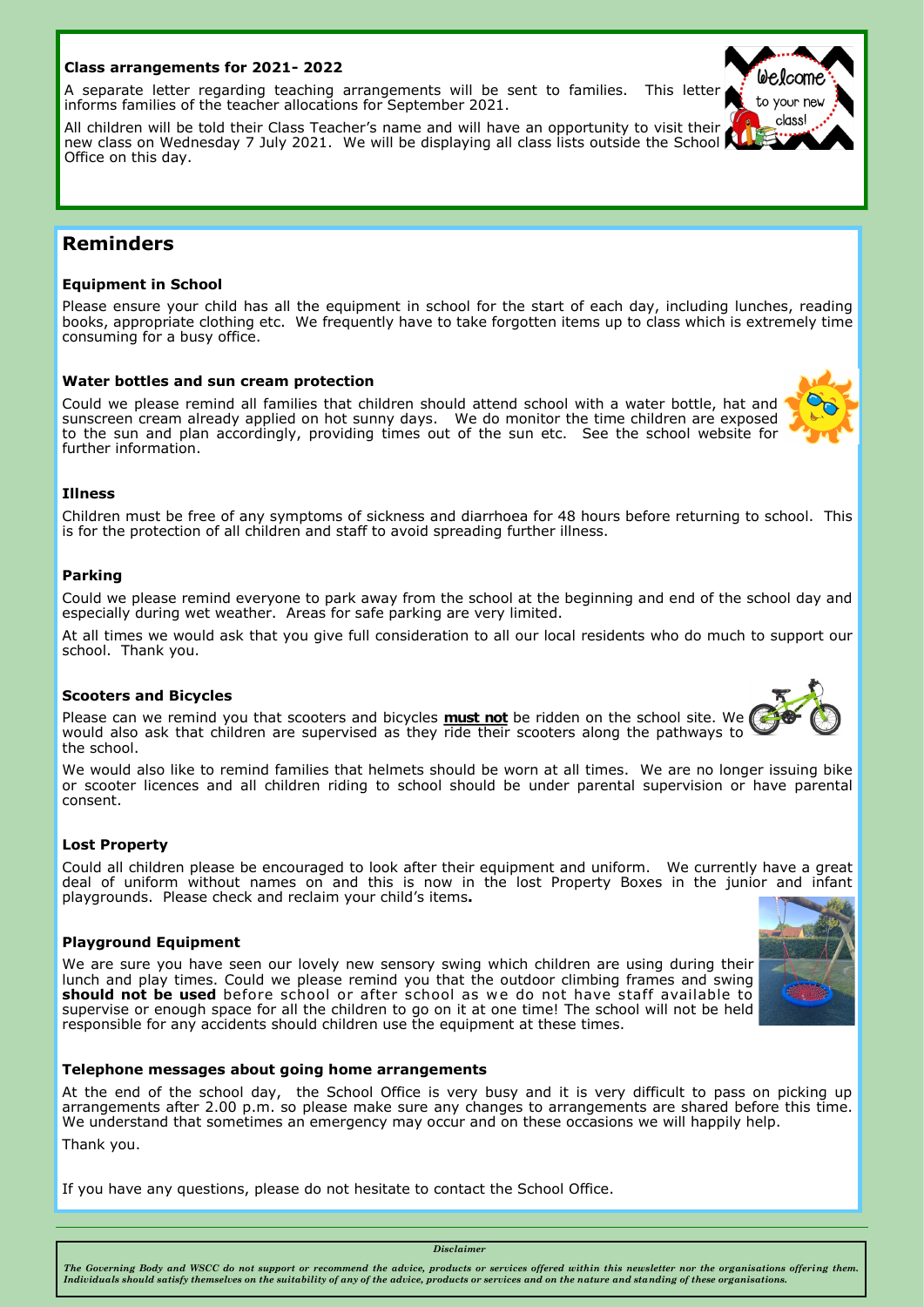### Class arrangements for 2021- 2022

A separate letter regarding teaching arrangements will be sent to families. This letter informs families of the teacher allocations for September 2021.

All children will be told their Class Teacher's name and will have an opportunity to visit their new class on Wednesday 7 July 2021. We will be displaying all class lists outside the School Office on this day.

## Reminders

### Equipment in School

Please ensure your child has all the equipment in school for the start of each day, including lunches, reading books, appropriate clothing etc. We frequently have to take forgotten items up to class which is extremely time consuming for a busy office.

### Water bottles and sun cream protection

Could we please remind all families that children should attend school with a water bottle, hat and sunscreen cream already applied on hot sunny days. We do monitor the time children are exposed to the sun and plan accordingly, providing times out of the sun etc. See the school website for further information.

### Illness

Children must be free of any symptoms of sickness and diarrhoea for 48 hours before returning to school. This is for the protection of all children and staff to avoid spreading further illness.

### Parking

Could we please remind everyone to park away from the school at the beginning and end of the school day and especially during wet weather. Areas for safe parking are very limited.

At all times we would ask that you give full consideration to all our local residents who do much to support our school. Thank you.

### Scooters and Bicycles

Please can we remind you that scooters and bicycles **must not** be ridden on the school site. We would also ask that children are supervised as they ride their scooters along the pathways to the school.

We would also like to remind families that helmets should be worn at all times. We are no longer issuing bike or scooter licences and all children riding to school should be under parental supervision or have parental consent.

### Lost Property

Could all children please be encouraged to look after their equipment and uniform. We currently have a great deal of uniform without names on and this is now in the lost Property Boxes in the junior and infant playgrounds. Please check and reclaim your child's items.

### Playground Equipment

We are sure you have seen our lovely new sensory swing which children are using during their lunch and play times. Could we please remind you that the outdoor climbing frames and swing **should not be used** before school or after school as we do not have staff available to supervise or enough space for all the children to go on it at one time! The school will not be held responsible for any accidents should children use the equipment at these times.

### Telephone messages about going home arrangements

At the end of the school day, the School Office is very busy and it is very difficult to pass on picking up arrangements after 2.00 p.m. so please make sure any changes to arrangements are shared before this time. We understand that sometimes an emergency may occur and on these occasions we will happily help.

Thank you.

If you have any questions, please do not hesitate to contact the School Office.

***Disclaimer***

*The Governing Body and WSCC do not support or recommend the advice, products or services offered within this newsletter nor the organisations offering them. Individuals should satisfy themselves on the suitability of any of the advice, products or services and on the nature and standing of these organisations.*